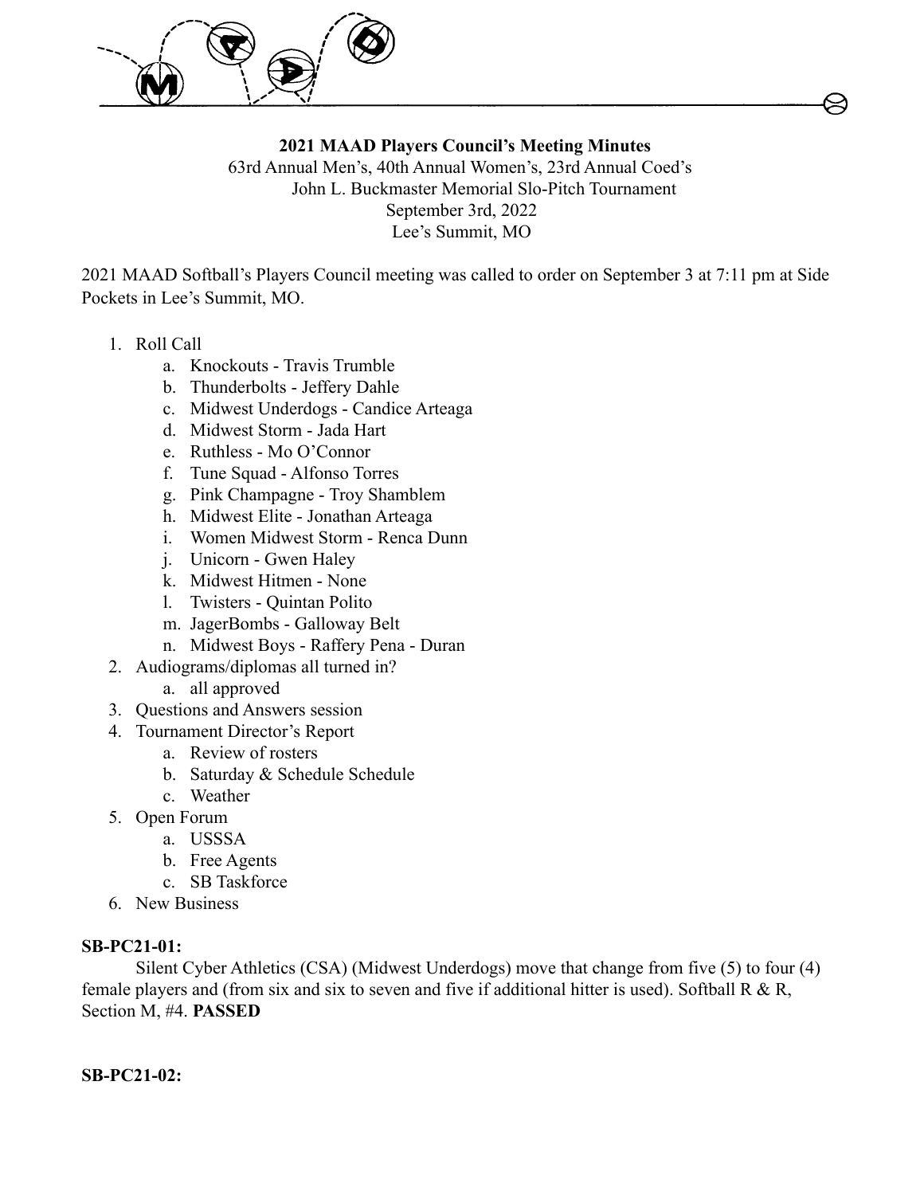**2021 MAAD Players Council's Meeting Minutes**

63rd Annual Men's, 40th Annual Women's, 23rd Annual Coed's
John L. Buckmaster Memorial Slo-Pitch Tournament
September 3rd, 2022
Lee's Summit, MO

2021 MAAD Softball's Players Council meeting was called to order on September 3 at 7:11 pm at Side Pockets in Lee's Summit, MO.

1. Roll Call
    a. Knockouts - Travis Trumble
    b. Thunderbolts - Jeffery Dahle
    c. Midwest Underdogs - Candice Arteaga
    d. Midwest Storm - Jada Hart
    e. Ruthless - Mo O'Connor
    f. Tune Squad - Alfonso Torres
    g. Pink Champagne - Troy Shamblem
    h. Midwest Elite - Jonathan Arteaga
    i. Women Midwest Storm - Renca Dunn
    j. Unicorn - Gwen Haley
    k. Midwest Hitmen - None
    l. Twisters - Quintan Polito
    m. JagerBombs - Galloway Belt
    n. Midwest Boys - Raffery Pena - Duran
2. Audiograms/diplomas all turned in?
    a. all approved
3. Questions and Answers session
4. Tournament Director's Report
    a. Review of rosters
    b. Saturday & Schedule Schedule
    c. Weather
5. Open Forum
    a. USSSA
    b. Free Agents
    c. SB Taskforce
6. New Business

**SB-PC21-01:**

Silent Cyber Athletics (CSA) (Midwest Underdogs) move that change from five (5) to four (4) female players and (from six and six to seven and five if additional hitter is used). Softball R & R, Section M, #4. **PASSED**

**SB-PC21-02:**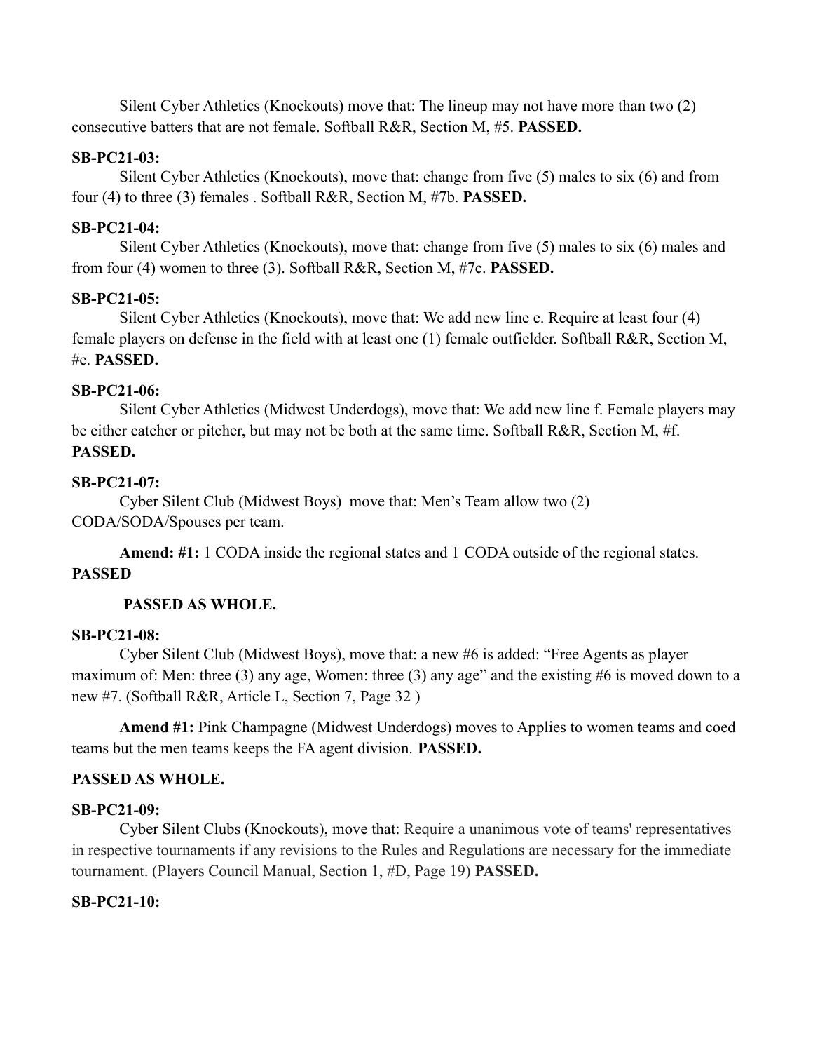Silent Cyber Athletics (Knockouts) move that: The lineup may not have more than two (2) consecutive batters that are not female. Softball R&R, Section M, #5. **PASSED.**

**SB-PC21-03:**

Silent Cyber Athletics (Knockouts), move that: change from five (5) males to six (6) and from four (4) to three (3) females . Softball R&R, Section M, #7b. **PASSED.**

**SB-PC21-04:**

Silent Cyber Athletics (Knockouts), move that: change from five (5) males to six (6) males and from four (4) women to three (3). Softball R&R, Section M, #7c. **PASSED.**

**SB-PC21-05:**

Silent Cyber Athletics (Knockouts), move that: We add new line e. Require at least four (4) female players on defense in the field with at least one (1) female outfielder. Softball R&R, Section M, #e. **PASSED.**

**SB-PC21-06:**

Silent Cyber Athletics (Midwest Underdogs), move that: We add new line f. Female players may be either catcher or pitcher, but may not be both at the same time. Softball R&R, Section M, #f. **PASSED.**

**SB-PC21-07:**

Cyber Silent Club (Midwest Boys) move that: Men's Team allow two (2) CODA/SODA/Spouses per team.

**Amend: #1:** 1 CODA inside the regional states and 1 CODA outside of the regional states. **PASSED**

**PASSED AS WHOLE.**

**SB-PC21-08:**

Cyber Silent Club (Midwest Boys), move that: a new #6 is added: "Free Agents as player maximum of: Men: three (3) any age, Women: three (3) any age" and the existing #6 is moved down to a new #7. (Softball R&R, Article L, Section 7, Page 32 )

**Amend #1:** Pink Champagne (Midwest Underdogs) moves to Applies to women teams and coed teams but the men teams keeps the FA agent division. **PASSED.**

**PASSED AS WHOLE.**

**SB-PC21-09:**

Cyber Silent Clubs (Knockouts), move that: Require a unanimous vote of teams' representatives in respective tournaments if any revisions to the Rules and Regulations are necessary for the immediate tournament. (Players Council Manual, Section 1, #D, Page 19) **PASSED.**

**SB-PC21-10:**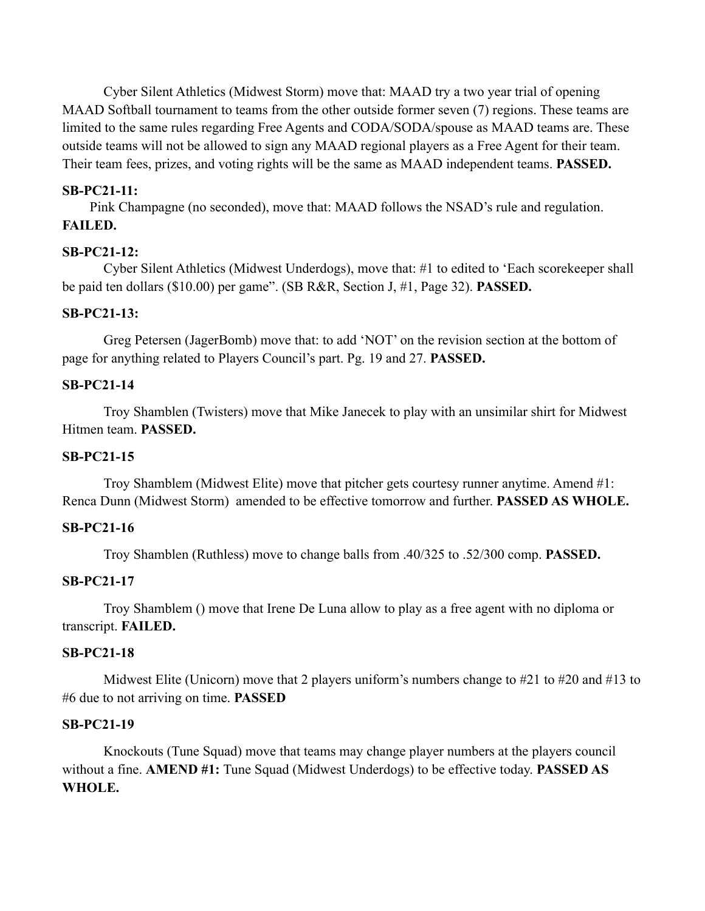Cyber Silent Athletics (Midwest Storm) move that: MAAD try a two year trial of opening MAAD Softball tournament to teams from the other outside former seven (7) regions. These teams are limited to the same rules regarding Free Agents and CODA/SODA/spouse as MAAD teams are. These outside teams will not be allowed to sign any MAAD regional players as a Free Agent for their team. Their team fees, prizes, and voting rights will be the same as MAAD independent teams. **PASSED.**

**SB-PC21-11:**

Pink Champagne (no seconded), move that: MAAD follows the NSAD's rule and regulation. **FAILED.**

**SB-PC21-12:**

Cyber Silent Athletics (Midwest Underdogs), move that: #1 to edited to 'Each scorekeeper shall be paid ten dollars ($10.00) per game". (SB R&R, Section J, #1, Page 32). **PASSED.**

**SB-PC21-13:**

Greg Petersen (JagerBomb) move that: to add 'NOT' on the revision section at the bottom of page for anything related to Players Council's part. Pg. 19 and 27. **PASSED.**

**SB-PC21-14**

Troy Shamblen (Twisters) move that Mike Janecek to play with an unsimilar shirt for Midwest Hitmen team. **PASSED.**

**SB-PC21-15**

Troy Shamblem (Midwest Elite) move that pitcher gets courtesy runner anytime. Amend #1: Renca Dunn (Midwest Storm) amended to be effective tomorrow and further. **PASSED AS WHOLE.**

**SB-PC21-16**

Troy Shamblen (Ruthless) move to change balls from .40/325 to .52/300 comp. **PASSED.**

**SB-PC21-17**

Troy Shamblem () move that Irene De Luna allow to play as a free agent with no diploma or transcript. **FAILED.**

**SB-PC21-18**

Midwest Elite (Unicorn) move that 2 players uniform's numbers change to #21 to #20 and #13 to #6 due to not arriving on time. **PASSED**

**SB-PC21-19**

Knockouts (Tune Squad) move that teams may change player numbers at the players council without a fine. **AMEND #1:** Tune Squad (Midwest Underdogs) to be effective today. **PASSED AS WHOLE.**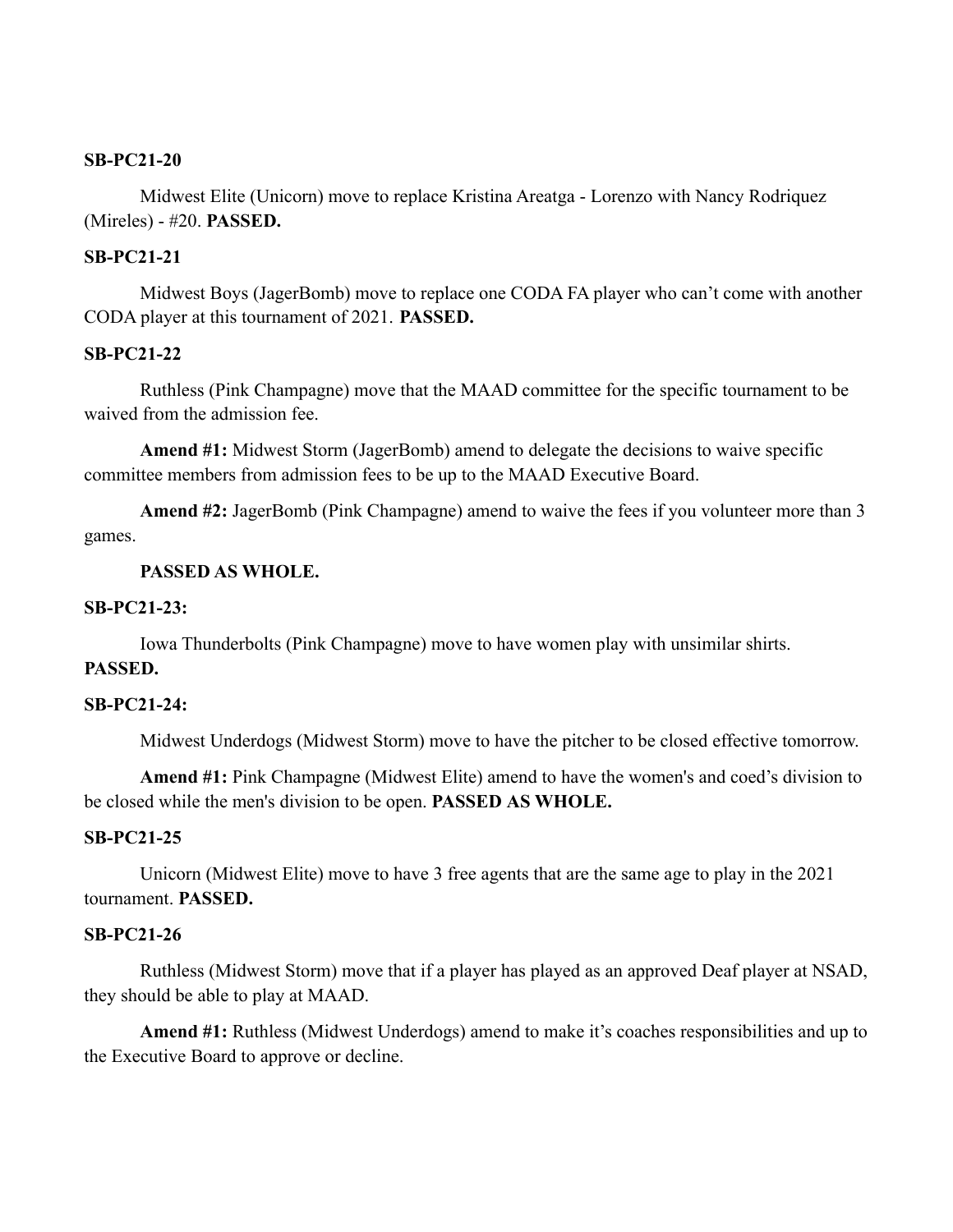**SB-PC21-20**

Midwest Elite (Unicorn) move to replace Kristina Areatga - Lorenzo with Nancy Rodriquez (Mireles) - #20. **PASSED.**

**SB-PC21-21**

Midwest Boys (JagerBomb) move to replace one CODA FA player who can't come with another CODA player at this tournament of 2021. **PASSED.**

**SB-PC21-22**

Ruthless (Pink Champagne) move that the MAAD committee for the specific tournament to be waived from the admission fee.

**Amend #1:** Midwest Storm (JagerBomb) amend to delegate the decisions to waive specific committee members from admission fees to be up to the MAAD Executive Board.

**Amend #2:** JagerBomb (Pink Champagne) amend to waive the fees if you volunteer more than 3 games.

**PASSED AS WHOLE.**

**SB-PC21-23:**

Iowa Thunderbolts (Pink Champagne) move to have women play with unsimilar shirts. **PASSED.**

**SB-PC21-24:**

Midwest Underdogs (Midwest Storm) move to have the pitcher to be closed effective tomorrow.

**Amend #1:** Pink Champagne (Midwest Elite) amend to have the women's and coed's division to be closed while the men's division to be open. **PASSED AS WHOLE.**

**SB-PC21-25**

Unicorn (Midwest Elite) move to have 3 free agents that are the same age to play in the 2021 tournament. **PASSED.**

**SB-PC21-26**

Ruthless (Midwest Storm) move that if a player has played as an approved Deaf player at NSAD, they should be able to play at MAAD.

**Amend #1:** Ruthless (Midwest Underdogs) amend to make it's coaches responsibilities and up to the Executive Board to approve or decline.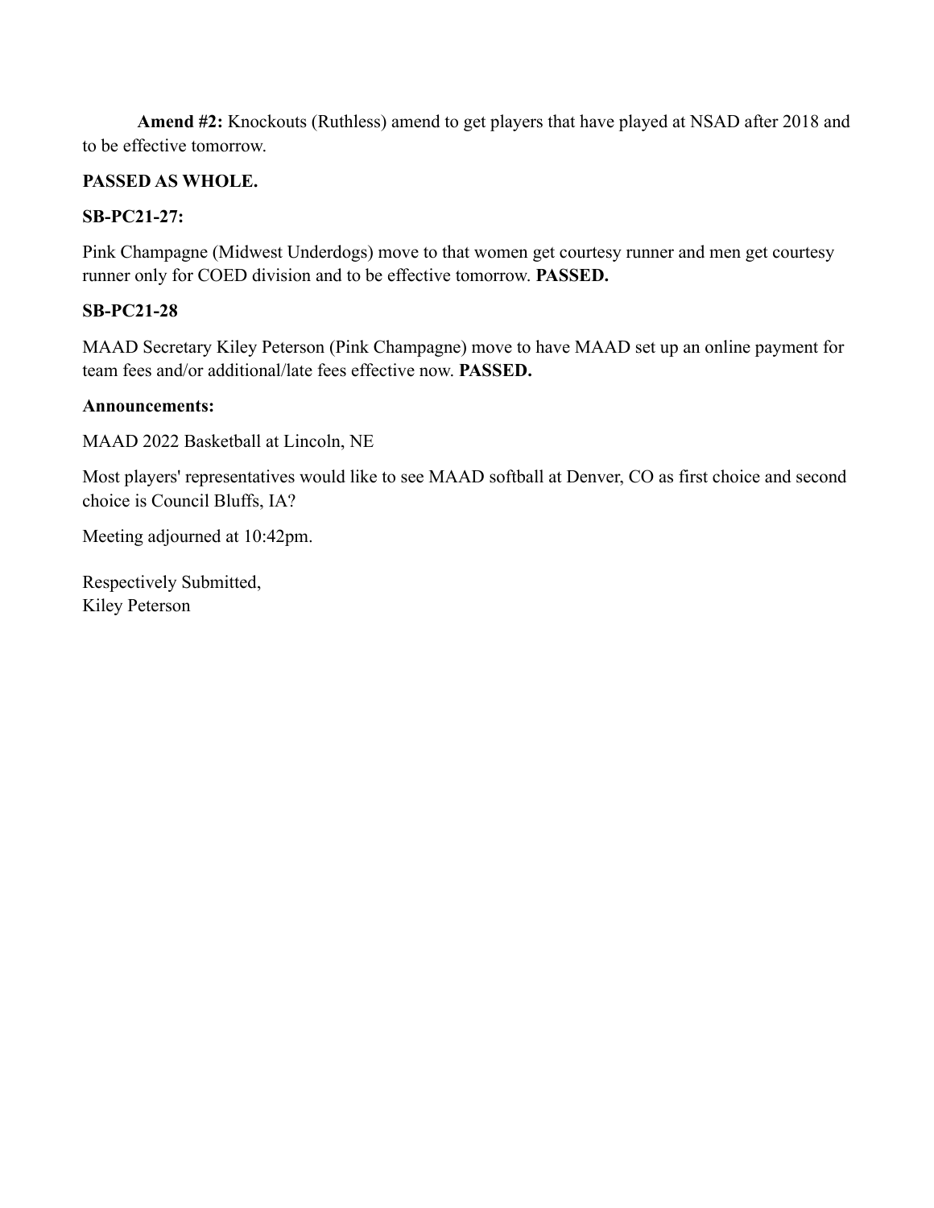**Amend #2:** Knockouts (Ruthless) amend to get players that have played at NSAD after 2018 and to be effective tomorrow.

**PASSED AS WHOLE.**

**SB-PC21-27:**

Pink Champagne (Midwest Underdogs) move to that women get courtesy runner and men get courtesy runner only for COED division and to be effective tomorrow. **PASSED.**

**SB-PC21-28**

MAAD Secretary Kiley Peterson (Pink Champagne) move to have MAAD set up an online payment for team fees and/or additional/late fees effective now. **PASSED.**

**Announcements:**

MAAD 2022 Basketball at Lincoln, NE

Most players' representatives would like to see MAAD softball at Denver, CO as first choice and second choice is Council Bluffs, IA?

Meeting adjourned at 10:42pm.

Respectively Submitted,
Kiley Peterson